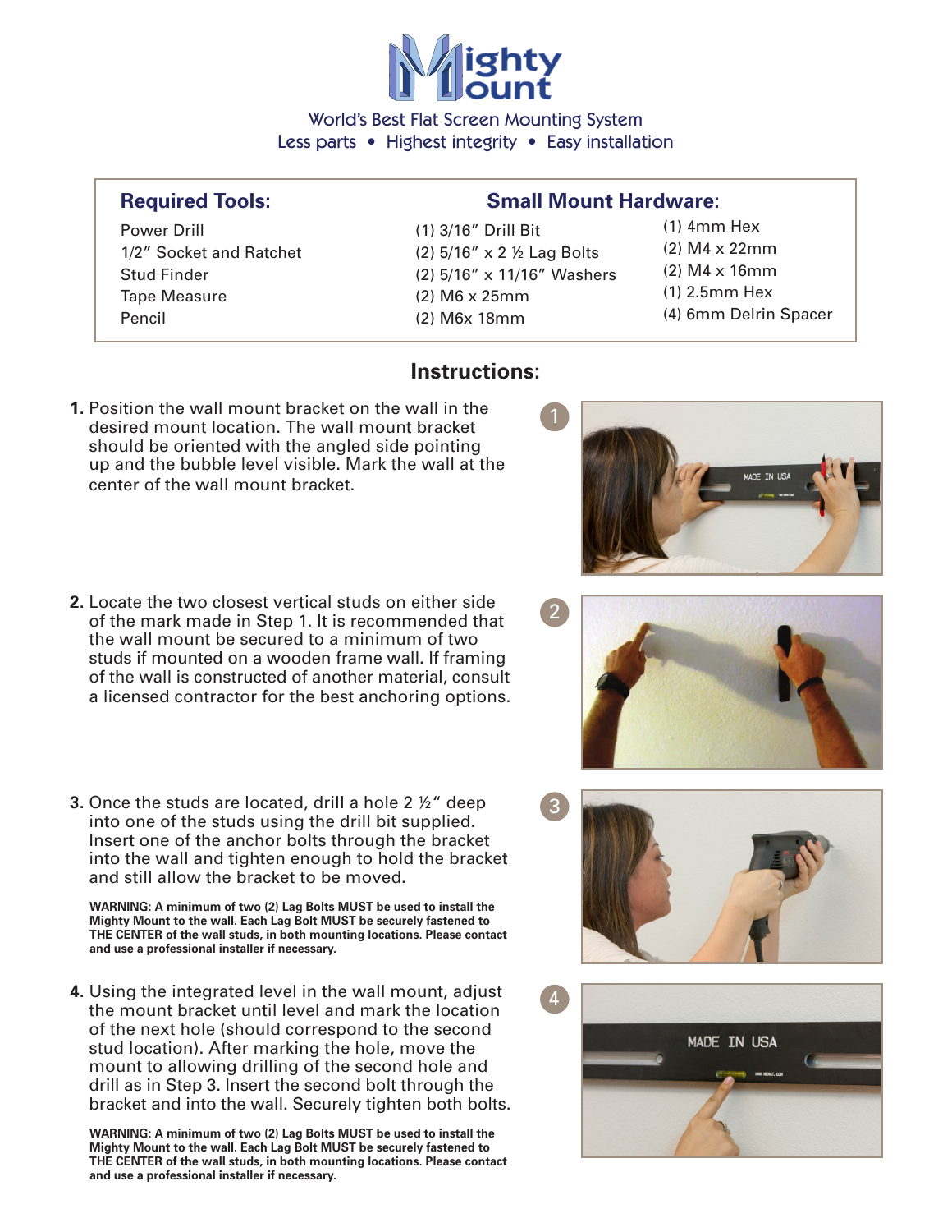# Mighty Mount

World's Best Flat Screen Mounting System
Less parts • Highest integrity • Easy installation

| **Required Tools:** | **Small Mount Hardware:** | |
|---|---|---|
| Power Drill | (1) 3/16" Drill Bit | (1) 4mm Hex |
| 1/2" Socket and Ratchet | (2) 5/16" x 2 ½ Lag Bolts | (2) M4 x 22mm |
| Stud Finder | (2) 5/16" x 11/16" Washers | (2) M4 x 16mm |
| Tape Measure | (2) M6 x 25mm | (1) 2.5mm Hex |
| Pencil | (2) M6x 18mm | (4) 6mm Delrin Spacer |

## Instructions:

**1.** Position the wall mount bracket on the wall in the desired mount location. The wall mount bracket should be oriented with the angled side pointing up and the bubble level visible. Mark the wall at the center of the wall mount bracket.

**2.** Locate the two closest vertical studs on either side of the mark made in Step 1. It is recommended that the wall mount be secured to a minimum of two studs if mounted on a wooden frame wall. If framing of the wall is constructed of another material, consult a licensed contractor for the best anchoring options.

**3.** Once the studs are located, drill a hole 2 ½" deep into one of the studs using the drill bit supplied. Insert one of the anchor bolts through the bracket into the wall and tighten enough to hold the bracket and still allow the bracket to be moved.

**WARNING: A minimum of two (2) Lag Bolts MUST be used to install the Mighty Mount to the wall. Each Lag Bolt MUST be securely fastened to THE CENTER of the wall studs, in both mounting locations. Please contact and use a professional installer if necessary.**

**4.** Using the integrated level in the wall mount, adjust the mount bracket until level and mark the location of the next hole (should correspond to the second stud location). After marking the hole, move the mount to allowing drilling of the second hole and drill as in Step 3. Insert the second bolt through the bracket and into the wall. Securely tighten both bolts.

**WARNING: A minimum of two (2) Lag Bolts MUST be used to install the Mighty Mount to the wall. Each Lag Bolt MUST be securely fastened to THE CENTER of the wall studs, in both mounting locations. Please contact and use a professional installer if necessary.**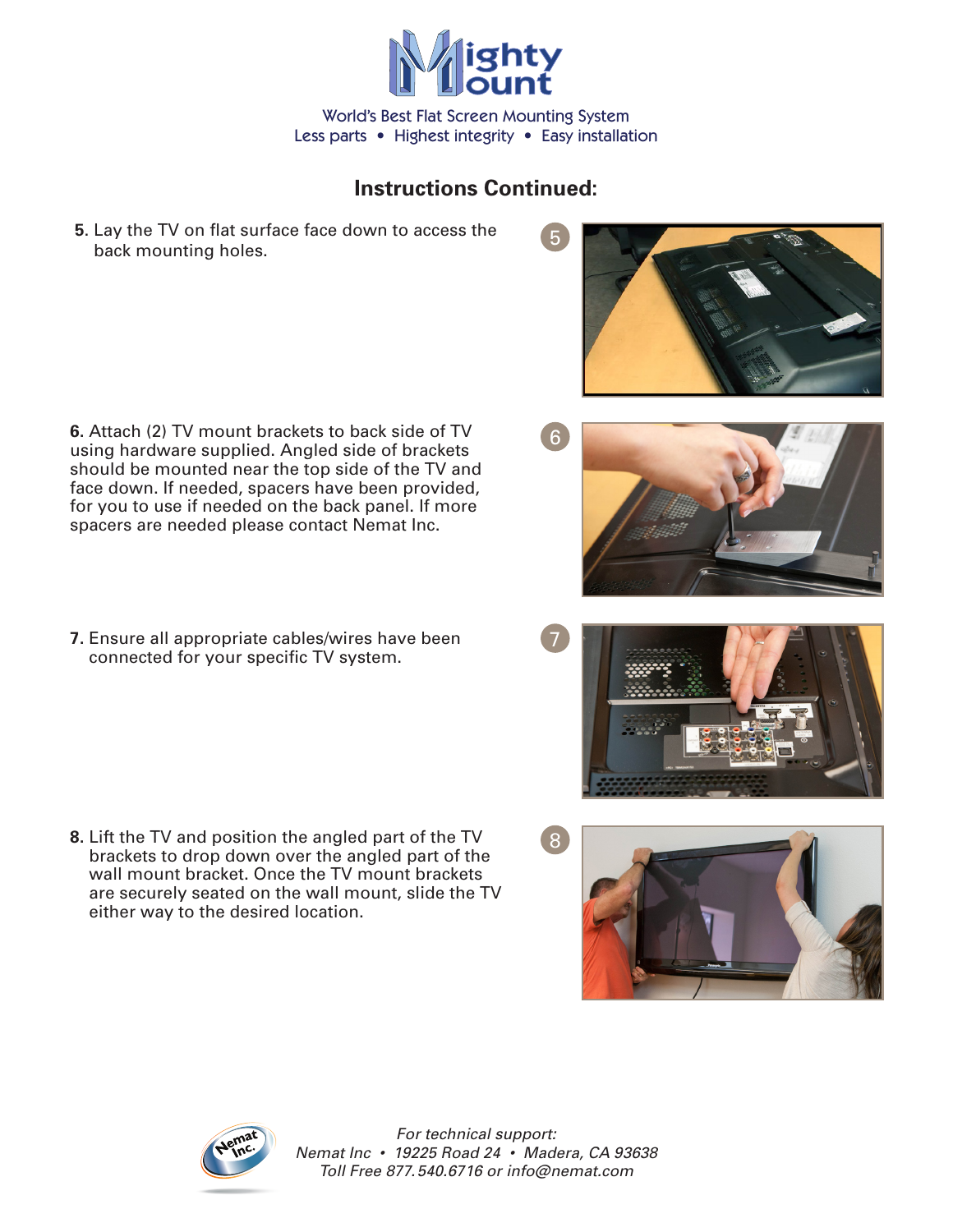Mighty Mount

World's Best Flat Screen Mounting System
Less parts • Highest integrity • Easy installation

## Instructions Continued:

**5**. Lay the TV on flat surface face down to access the back mounting holes.

**6.** Attach (2) TV mount brackets to back side of TV using hardware supplied. Angled side of brackets should be mounted near the top side of the TV and face down. If needed, spacers have been provided, for you to use if needed on the back panel. If more spacers are needed please contact Nemat Inc.

**7.** Ensure all appropriate cables/wires have been connected for your specific TV system.

**8.** Lift the TV and position the angled part of the TV brackets to drop down over the angled part of the wall mount bracket. Once the TV mount brackets are securely seated on the wall mount, slide the TV either way to the desired location.

*For technical support:*
*Nemat Inc • 19225 Road 24 • Madera, CA 93638*
*Toll Free 877.540.6716 or info@nemat.com*